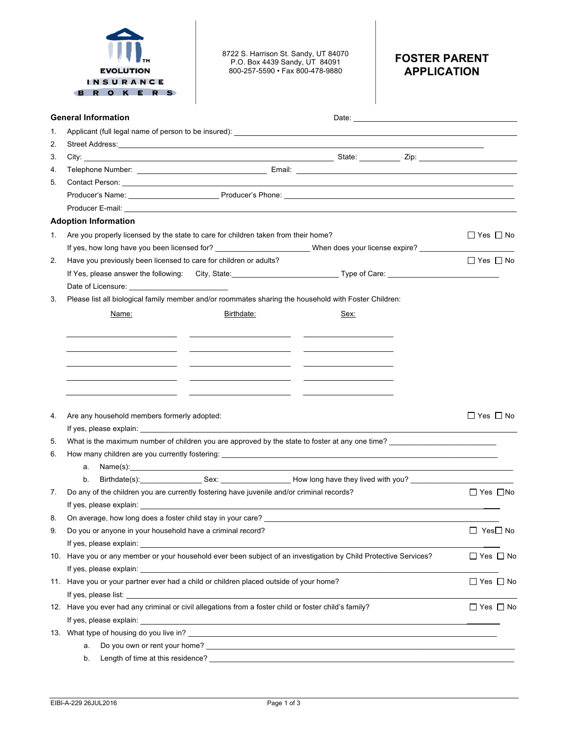EVOLUTION INSURANCE BROKERS™

8722 S. Harrison St. Sandy, UT 84070
P.O. Box 4439 Sandy, UT 84091
800-257-5590 • Fax 800-478-9880

# FOSTER PARENT APPLICATION

## General Information

Date: ______________________

1. Applicant (full legal name of person to be insured): ______________________
2. Street Address: ______________________
3. City: ______________________ State: __________ Zip: __________
4. Telephone Number: ______________________ Email: ______________________
5. Contact Person: ______________________

   Producer's Name: ______________________ Producer's Phone: ______________________

   Producer E-mail: ______________________

## Adoption Information

1. Are you properly licensed by the state to care for children taken from their home? ☐ Yes ☐ No

   If yes, how long have you been licensed for? ______________________ When does your license expire? ______________________

2. Have you previously been licensed to care for children or adults? ☐ Yes ☐ No

   If Yes, please answer the following: City, State: ______________________ Type of Care: ______________________

   Date of Licensure: ______________________

3. Please list all biological family member and/or roommates sharing the household with Foster Children:

| Name: | Birthdate: | Sex: |
|---|---|---|
| | | |
| | | |
| | | |
| | | |
| | | |

4. Are any household members formerly adopted: ☐ Yes ☐ No

   If yes, please explain: ______________________

5. What is the maximum number of children you are approved by the state to foster at any one time? ______________________
6. How many children are you currently fostering: ______________________
   a. Name(s): ______________________
   b. Birthdate(s): __________ Sex: __________ How long have they lived with you? ______________________
7. Do any of the children you are currently fostering have juvenile and/or criminal records? ☐ Yes ☐ No

   If yes, please explain: ______________________

8. On average, how long does a foster child stay in your care? ______________________
9. Do you or anyone in your household have a criminal record? ☐ Yes ☐ No

   If yes, please explain: ______________________

10. Have you or any member or your household ever been subject of an investigation by Child Protective Services? ☐ Yes ☐ No

    If yes, please explain: ______________________

11. Have you or your partner ever had a child or children placed outside of your home? ☐ Yes ☐ No

    If yes, please list: ______________________

12. Have you ever had any criminal or civil allegations from a foster child or foster child's family? ☐ Yes ☐ No

    If yes, please explain: ______________________

13. What type of housing do you live in? ______________________
    a. Do you own or rent your home? ______________________
    b. Length of time at this residence? ______________________

EIBI-A-229 26JUL2016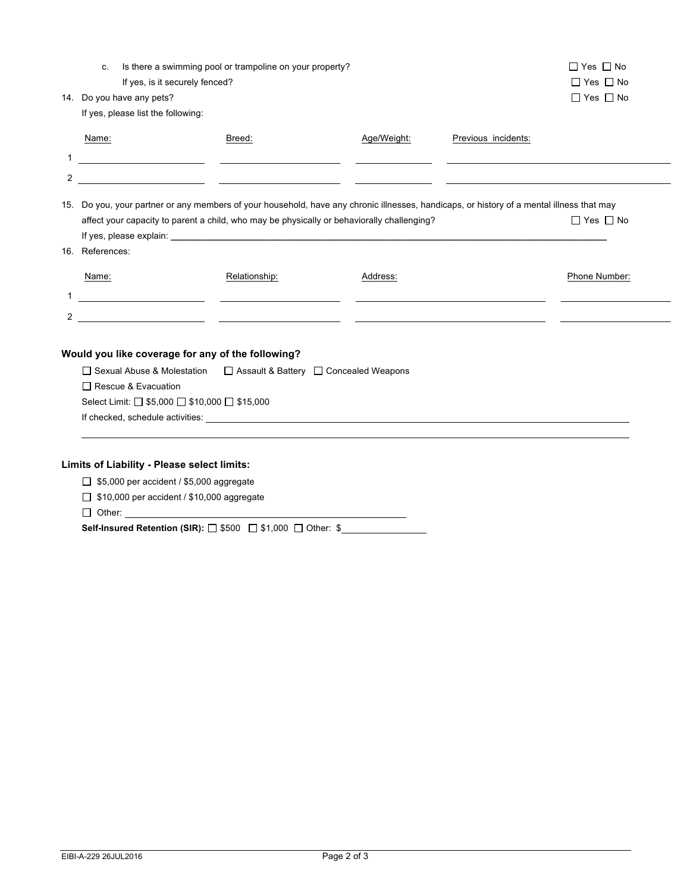c. Is there a swimming pool or trampoline on your property? ☐ Yes ☐ No

If yes, is it securely fenced? ☐ Yes ☐ No

14. Do you have any pets? ☐ Yes ☐ No

If yes, please list the following:

| | Name: | Breed: | Age/Weight: | Previous incidents: |
|---|---|---|---|---|
| 1 | | | | |
| 2 | | | | |

15. Do you, your partner or any members of your household, have any chronic illnesses, handicaps, or history of a mental illness that may affect your capacity to parent a child, who may be physically or behaviorally challenging? ☐ Yes ☐ No

If yes, please explain: ______________________________

16. References:

| | Name: | Relationship: | Address: | Phone Number: |
|---|---|---|---|---|
| 1 | | | | |
| 2 | | | | |

**Would you like coverage for any of the following?**

☐ Sexual Abuse & Molestation ☐ Assault & Battery ☐ Concealed Weapons

☐ Rescue & Evacuation

Select Limit: ☐ $5,000 ☐ $10,000 ☐ $15,000

If checked, schedule activities: ______________________________

______________________________

**Limits of Liability - Please select limits:**

☐ $5,000 per accident / $5,000 aggregate

☐ $10,000 per accident / $10,000 aggregate

☐ Other: ______________________________

**Self-Insured Retention (SIR):** ☐ $500 ☐ $1,000 ☐ Other: $________

EIBI-A-229 26JUL2016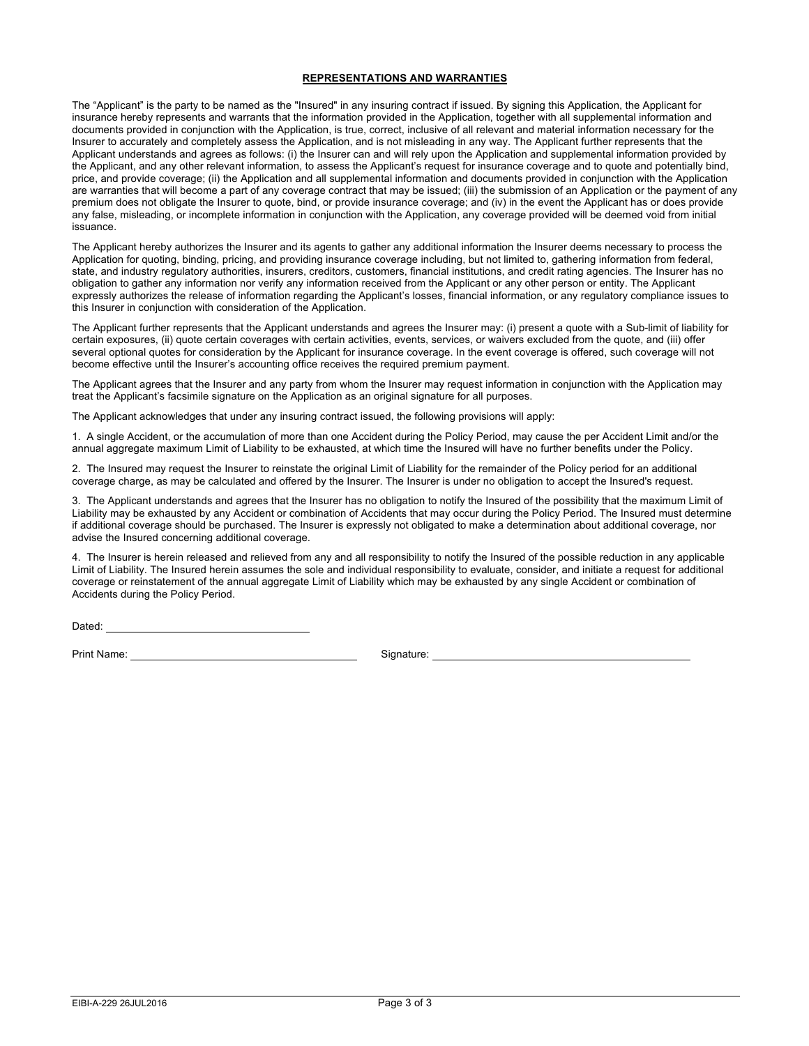## REPRESENTATIONS AND WARRANTIES

The "Applicant" is the party to be named as the "Insured" in any insuring contract if issued. By signing this Application, the Applicant for insurance hereby represents and warrants that the information provided in the Application, together with all supplemental information and documents provided in conjunction with the Application, is true, correct, inclusive of all relevant and material information necessary for the Insurer to accurately and completely assess the Application, and is not misleading in any way. The Applicant further represents that the Applicant understands and agrees as follows: (i) the Insurer can and will rely upon the Application and supplemental information provided by the Applicant, and any other relevant information, to assess the Applicant's request for insurance coverage and to quote and potentially bind, price, and provide coverage; (ii) the Application and all supplemental information and documents provided in conjunction with the Application are warranties that will become a part of any coverage contract that may be issued; (iii) the submission of an Application or the payment of any premium does not obligate the Insurer to quote, bind, or provide insurance coverage; and (iv) in the event the Applicant has or does provide any false, misleading, or incomplete information in conjunction with the Application, any coverage provided will be deemed void from initial issuance.

The Applicant hereby authorizes the Insurer and its agents to gather any additional information the Insurer deems necessary to process the Application for quoting, binding, pricing, and providing insurance coverage including, but not limited to, gathering information from federal, state, and industry regulatory authorities, insurers, creditors, customers, financial institutions, and credit rating agencies. The Insurer has no obligation to gather any information nor verify any information received from the Applicant or any other person or entity. The Applicant expressly authorizes the release of information regarding the Applicant's losses, financial information, or any regulatory compliance issues to this Insurer in conjunction with consideration of the Application.

The Applicant further represents that the Applicant understands and agrees the Insurer may: (i) present a quote with a Sub-limit of liability for certain exposures, (ii) quote certain coverages with certain activities, events, services, or waivers excluded from the quote, and (iii) offer several optional quotes for consideration by the Applicant for insurance coverage. In the event coverage is offered, such coverage will not become effective until the Insurer's accounting office receives the required premium payment.

The Applicant agrees that the Insurer and any party from whom the Insurer may request information in conjunction with the Application may treat the Applicant's facsimile signature on the Application as an original signature for all purposes.

The Applicant acknowledges that under any insuring contract issued, the following provisions will apply:

1. A single Accident, or the accumulation of more than one Accident during the Policy Period, may cause the per Accident Limit and/or the annual aggregate maximum Limit of Liability to be exhausted, at which time the Insured will have no further benefits under the Policy.

2. The Insured may request the Insurer to reinstate the original Limit of Liability for the remainder of the Policy period for an additional coverage charge, as may be calculated and offered by the Insurer. The Insurer is under no obligation to accept the Insured's request.

3. The Applicant understands and agrees that the Insurer has no obligation to notify the Insured of the possibility that the maximum Limit of Liability may be exhausted by any Accident or combination of Accidents that may occur during the Policy Period. The Insured must determine if additional coverage should be purchased. The Insurer is expressly not obligated to make a determination about additional coverage, nor advise the Insured concerning additional coverage.

4. The Insurer is herein released and relieved from any and all responsibility to notify the Insured of the possible reduction in any applicable Limit of Liability. The Insured herein assumes the sole and individual responsibility to evaluate, consider, and initiate a request for additional coverage or reinstatement of the annual aggregate Limit of Liability which may be exhausted by any single Accident or combination of Accidents during the Policy Period.

Dated: ______________________________

Print Name: ______________________________ Signature: ______________________________

EIBI-A-229 26JUL2016